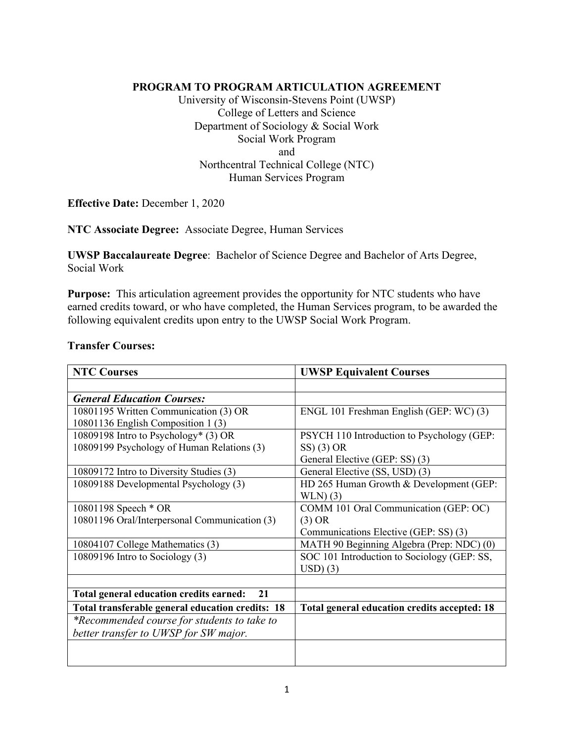**PROGRAM TO PROGRAM ARTICULATION AGREEMENT**

University of Wisconsin-Stevens Point (UWSP)
College of Letters and Science
Department of Sociology & Social Work
Social Work Program
and
Northcentral Technical College (NTC)
Human Services Program

**Effective Date:** December 1, 2020

**NTC Associate Degree:** Associate Degree, Human Services

**UWSP Baccalaureate Degree**: Bachelor of Science Degree and Bachelor of Arts Degree, Social Work

**Purpose:** This articulation agreement provides the opportunity for NTC students who have earned credits toward, or who have completed, the Human Services program, to be awarded the following equivalent credits upon entry to the UWSP Social Work Program.

**Transfer Courses:**

| NTC Courses | UWSP Equivalent Courses |
|---|---|
| | |
| ***General Education Courses:*** | |
| 10801195 Written Communication (3) OR<br>10801136 English Composition 1 (3) | ENGL 101 Freshman English (GEP: WC) (3) |
| 10809198 Intro to Psychology* (3) OR<br>10809199 Psychology of Human Relations (3) | PSYCH 110 Introduction to Psychology (GEP: SS) (3) OR<br>General Elective (GEP: SS) (3) |
| 10809172 Intro to Diversity Studies (3) | General Elective (SS, USD) (3) |
| 10809188 Developmental Psychology (3) | HD 265 Human Growth & Development (GEP: WLN) (3) |
| 10801198 Speech * OR<br>10801196 Oral/Interpersonal Communication (3) | COMM 101 Oral Communication (GEP: OC) (3) OR<br>Communications Elective (GEP: SS) (3) |
| 10804107 College Mathematics (3) | MATH 90 Beginning Algebra (Prep: NDC) (0) |
| 10809196 Intro to Sociology (3) | SOC 101 Introduction to Sociology (GEP: SS, USD) (3) |
| | |
| **Total general education credits earned: 21** | |
| **Total transferable general education credits: 18** | **Total general education credits accepted: 18** |
| *\*Recommended course for students to take to better transfer to UWSP for SW major.* | |
| | |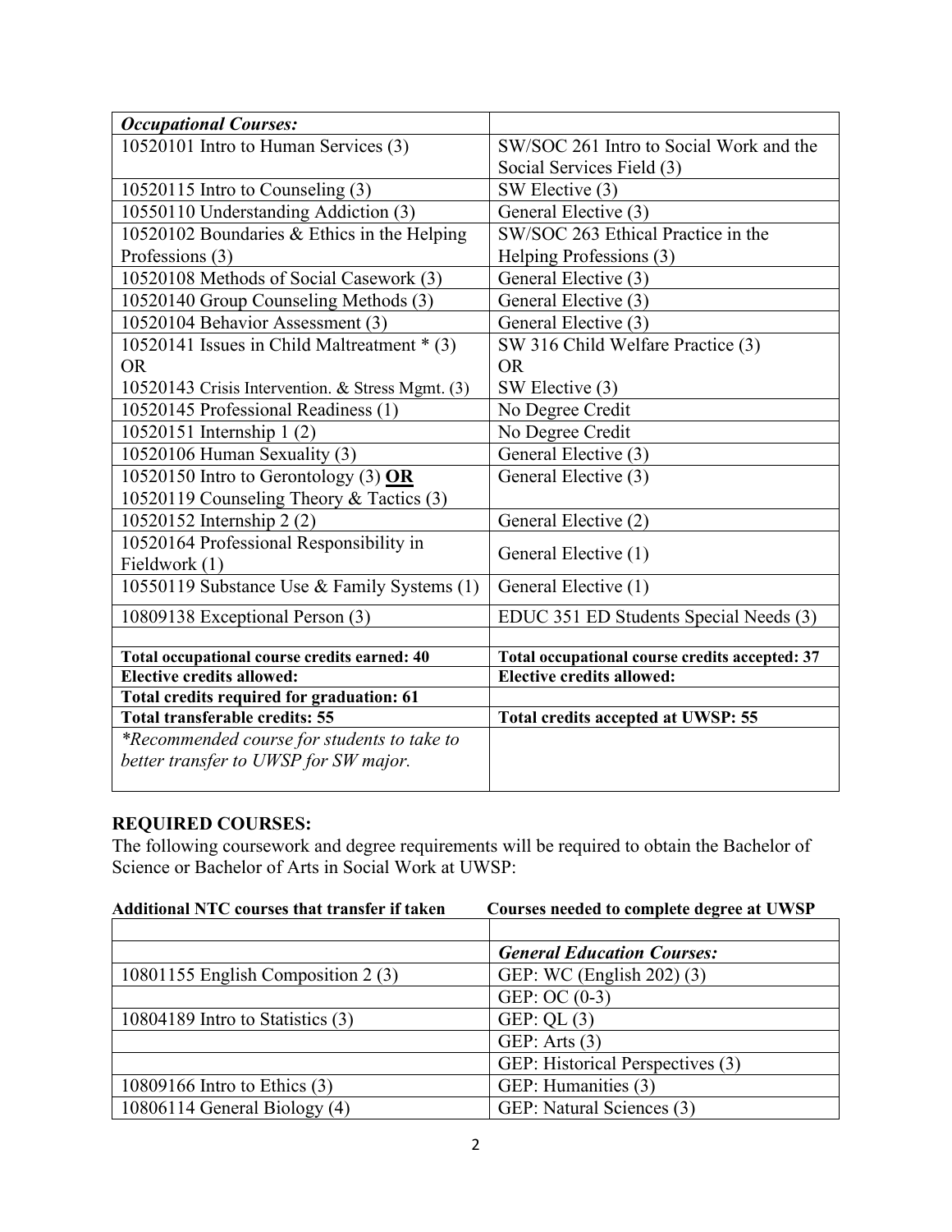| *Occupational Courses:* | |
|---|---|
| 10520101 Intro to Human Services (3) | SW/SOC 261 Intro to Social Work and the Social Services Field (3) |
| 10520115 Intro to Counseling (3) | SW Elective (3) |
| 10550110 Understanding Addiction (3) | General Elective (3) |
| 10520102 Boundaries & Ethics in the Helping Professions (3) | SW/SOC 263 Ethical Practice in the Helping Professions (3) |
| 10520108 Methods of Social Casework (3) | General Elective (3) |
| 10520140 Group Counseling Methods (3) | General Elective (3) |
| 10520104 Behavior Assessment (3) | General Elective (3) |
| 10520141 Issues in Child Maltreatment * (3) OR 10520143 Crisis Intervention. & Stress Mgmt. (3) | SW 316 Child Welfare Practice (3) OR SW Elective (3) |
| 10520145 Professional Readiness (1) | No Degree Credit |
| 10520151 Internship 1 (2) | No Degree Credit |
| 10520106 Human Sexuality (3) | General Elective (3) |
| 10520150 Intro to Gerontology (3) **OR** 10520119 Counseling Theory & Tactics (3) | General Elective (3) |
| 10520152 Internship 2 (2) | General Elective (2) |
| 10520164 Professional Responsibility in Fieldwork (1) | General Elective (1) |
| 10550119 Substance Use & Family Systems (1) | General Elective (1) |
| 10809138 Exceptional Person (3) | EDUC 351 ED Students Special Needs (3) |
| | |
| **Total occupational course credits earned: 40** | **Total occupational course credits accepted: 37** |
| **Elective credits allowed:** | **Elective credits allowed:** |
| **Total credits required for graduation: 61** | |
| **Total transferable credits: 55** | **Total credits accepted at UWSP: 55** |
| *\*Recommended course for students to take to better transfer to UWSP for SW major.* | |

**REQUIRED COURSES:**
The following coursework and degree requirements will be required to obtain the Bachelor of Science or Bachelor of Arts in Social Work at UWSP:

| **Additional NTC courses that transfer if taken** | **Courses needed to complete degree at UWSP** |
|---|---|
| | |
| | ***General Education Courses:*** |
| 10801155 English Composition 2 (3) | GEP: WC (English 202) (3) |
| | GEP: OC (0-3) |
| 10804189 Intro to Statistics (3) | GEP: QL (3) |
| | GEP: Arts (3) |
| | GEP: Historical Perspectives (3) |
| 10809166 Intro to Ethics (3) | GEP: Humanities (3) |
| 10806114 General Biology (4) | GEP: Natural Sciences (3) |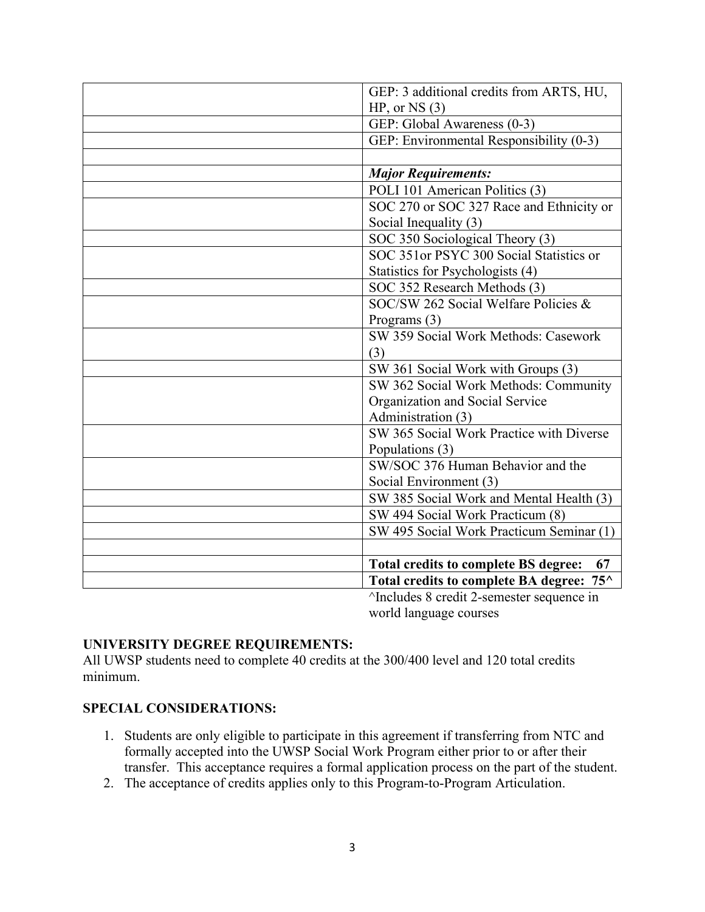| | |
|---|---|
| | GEP: 3 additional credits from ARTS, HU, HP, or NS (3) |
| | GEP: Global Awareness (0-3) |
| | GEP: Environmental Responsibility (0-3) |
| | |
| | ***Major Requirements:*** |
| | POLI 101 American Politics (3) |
| | SOC 270 or SOC 327 Race and Ethnicity or Social Inequality (3) |
| | SOC 350 Sociological Theory (3) |
| | SOC 351or PSYC 300 Social Statistics or Statistics for Psychologists (4) |
| | SOC 352 Research Methods (3) |
| | SOC/SW 262 Social Welfare Policies & Programs (3) |
| | SW 359 Social Work Methods: Casework (3) |
| | SW 361 Social Work with Groups (3) |
| | SW 362 Social Work Methods: Community Organization and Social Service Administration (3) |
| | SW 365 Social Work Practice with Diverse Populations (3) |
| | SW/SOC 376 Human Behavior and the Social Environment (3) |
| | SW 385 Social Work and Mental Health (3) |
| | SW 494 Social Work Practicum (8) |
| | SW 495 Social Work Practicum Seminar (1) |
| | |
| | **Total credits to complete BS degree: 67** |
| | **Total credits to complete BA degree: 75^** |

^Includes 8 credit 2-semester sequence in world language courses

**UNIVERSITY DEGREE REQUIREMENTS:**
All UWSP students need to complete 40 credits at the 300/400 level and 120 total credits minimum.

**SPECIAL CONSIDERATIONS:**

1. Students are only eligible to participate in this agreement if transferring from NTC and formally accepted into the UWSP Social Work Program either prior to or after their transfer. This acceptance requires a formal application process on the part of the student.
2. The acceptance of credits applies only to this Program-to-Program Articulation.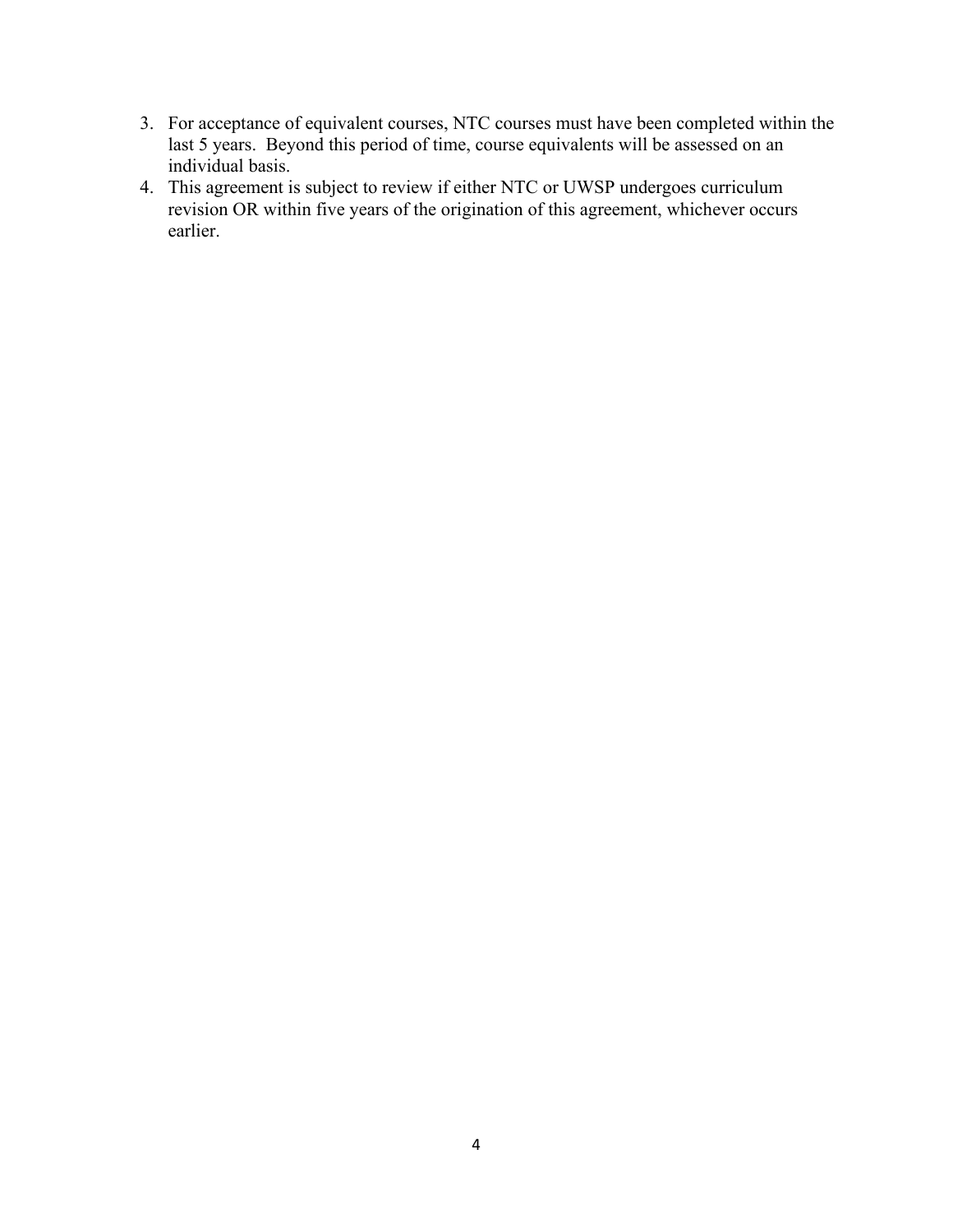3. For acceptance of equivalent courses, NTC courses must have been completed within the last 5 years. Beyond this period of time, course equivalents will be assessed on an individual basis.
4. This agreement is subject to review if either NTC or UWSP undergoes curriculum revision OR within five years of the origination of this agreement, whichever occurs earlier.